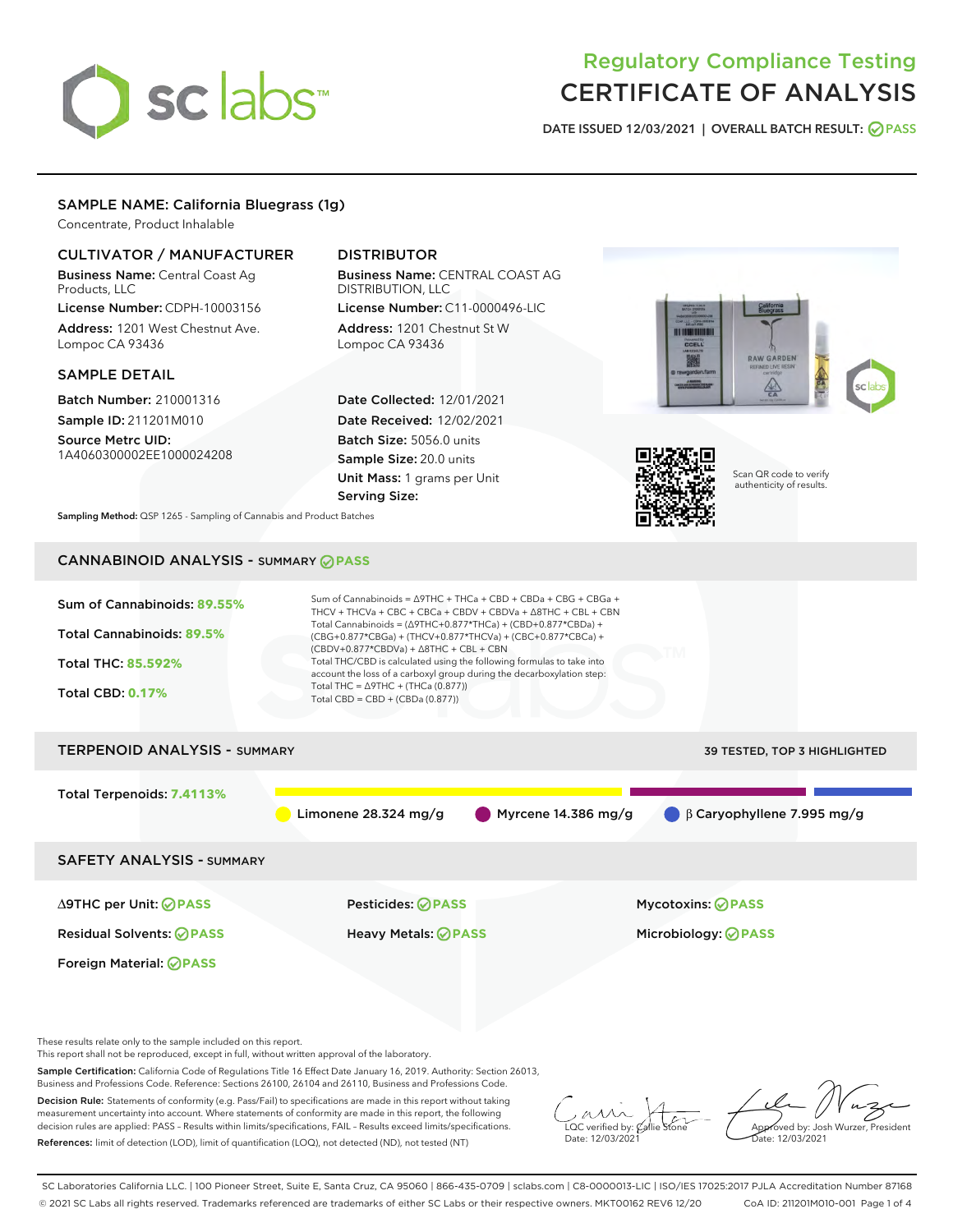# Regulatory Compliance Testing
# CERTIFICATE OF ANALYSIS

DATE ISSUED 12/03/2021 | OVERALL BATCH RESULT: PASS

## SAMPLE NAME: California Bluegrass (1g)

Concentrate, Product Inhalable

### CULTIVATOR / MANUFACTURER

**Business Name:** Central Coast Ag Products, LLC
**License Number:** CDPH-10003156
**Address:** 1201 West Chestnut Ave. Lompoc CA 93436

### DISTRIBUTOR

**Business Name:** CENTRAL COAST AG DISTRIBUTION, LLC
**License Number:** C11-0000496-LIC
**Address:** 1201 Chestnut St W Lompoc CA 93436

### SAMPLE DETAIL

**Batch Number:** 210001316
**Sample ID:** 211201M010
**Source Metrc UID:** 1A4060300002EE1000024208

**Date Collected:** 12/01/2021
**Date Received:** 12/02/2021
**Batch Size:** 5056.0 units
**Sample Size:** 20.0 units
**Unit Mass:** 1 grams per Unit
**Serving Size:**

Scan QR code to verify authenticity of results.

**Sampling Method:** QSP 1265 - Sampling of Cannabis and Product Batches

## CANNABINOID ANALYSIS - SUMMARY PASS

Sum of Cannabinoids: **89.55%**

Total Cannabinoids: **89.5%**

Total THC: **85.592%**

Total CBD: **0.17%**

Sum of Cannabinoids = Δ9THC + THCa + CBD + CBDa + CBG + CBGa + THCV + THCVa + CBC + CBCa + CBDV + CBDVa + Δ8THC + CBL + CBN
Total Cannabinoids = (Δ9THC+0.877*THCa) + (CBD+0.877*CBDa) + (CBG+0.877*CBGa) + (THCV+0.877*THCVa) + (CBC+0.877*CBCa) + (CBDV+0.877*CBDVa) + Δ8THC + CBL + CBN
Total THC/CBD is calculated using the following formulas to take into account the loss of a carboxyl group during the decarboxylation step:
Total THC = Δ9THC + (THCa (0.877))
Total CBD = CBD + (CBDa (0.877))

## TERPENOID ANALYSIS - SUMMARY

39 TESTED, TOP 3 HIGHLIGHTED

Total Terpenoids: **7.4113%**

Limonene 28.324 mg/g | Myrcene 14.386 mg/g | β Caryophyllene 7.995 mg/g

## SAFETY ANALYSIS - SUMMARY

| | | |
|---|---|---|
| Δ9THC per Unit: PASS | Pesticides: PASS | Mycotoxins: PASS |
| Residual Solvents: PASS | Heavy Metals: PASS | Microbiology: PASS |
| Foreign Material: PASS | | |

These results relate only to the sample included on this report.
This report shall not be reproduced, except in full, without written approval of the laboratory.

**Sample Certification:** California Code of Regulations Title 16 Effect Date January 16, 2019. Authority: Section 26013, Business and Professions Code. Reference: Sections 26100, 26104 and 26110, Business and Professions Code.

**Decision Rule:** Statements of conformity (e.g. Pass/Fail) to specifications are made in this report without taking measurement uncertainty into account. Where statements of conformity are made in this report, the following decision rules are applied: PASS – Results within limits/specifications, FAIL – Results exceed limits/specifications.

**References:** limit of detection (LOD), limit of quantification (LOQ), not detected (ND), not tested (NT)

LQC verified by: Callie Stone
Date: 12/03/2021

Approved by: Josh Wurzer, President
Date: 12/03/2021

SC Laboratories California LLC. | 100 Pioneer Street, Suite E, Santa Cruz, CA 95060 | 866-435-0709 | sclabs.com | C8-0000013-LIC | ISO/IES 17025:2017 PJLA Accreditation Number 87168
© 2021 SC Labs all rights reserved. Trademarks referenced are trademarks of either SC Labs or their respective owners. MKT00162 REV6 12/20 CoA ID: 211201M010-001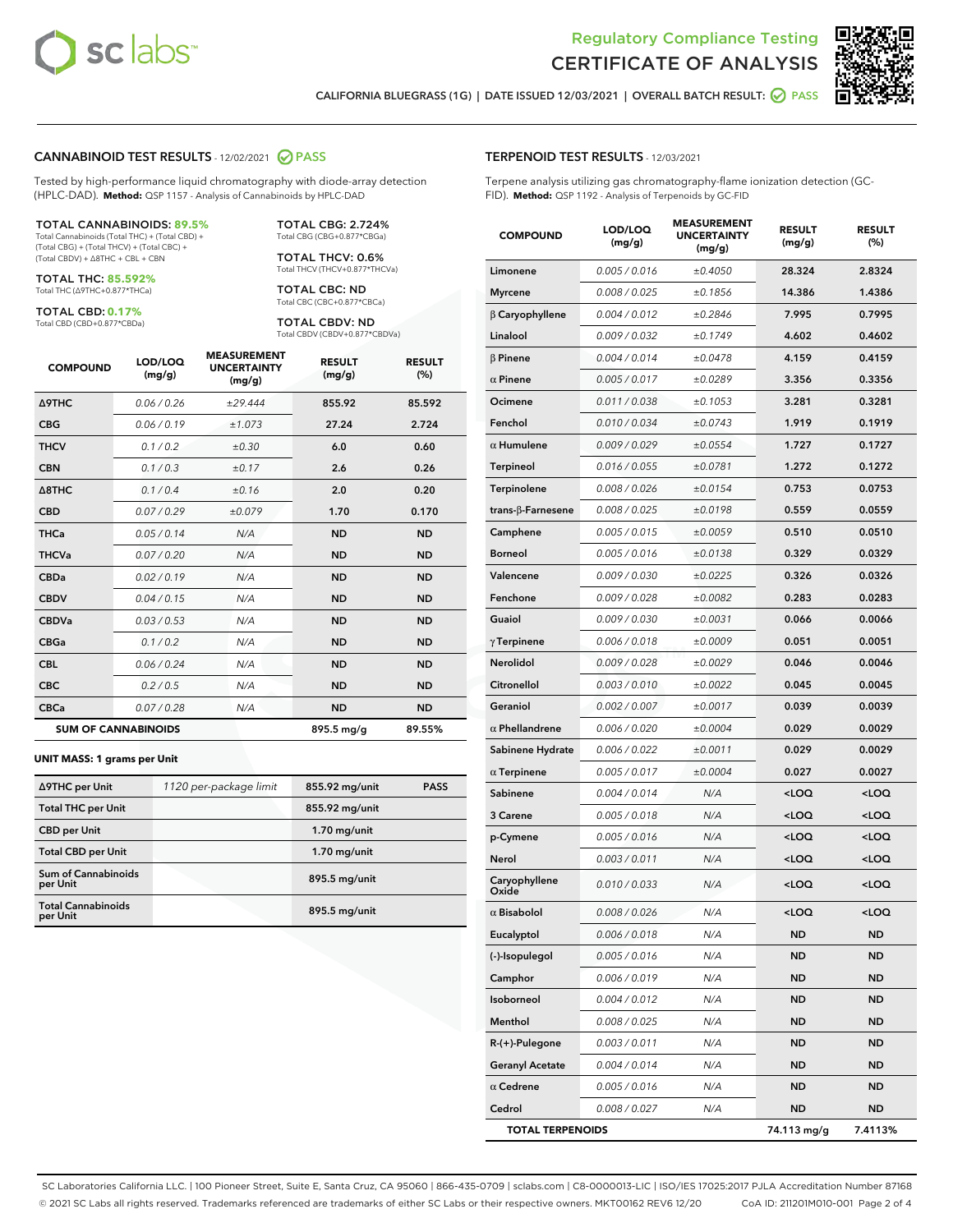Regulatory Compliance Testing
CERTIFICATE OF ANALYSIS

CALIFORNIA BLUEGRASS (1G) | DATE ISSUED 12/03/2021 | OVERALL BATCH RESULT: PASS

## CANNABINOID TEST RESULTS - 12/02/2021 PASS

Tested by high-performance liquid chromatography with diode-array detection (HPLC-DAD). **Method:** QSP 1157 - Analysis of Cannabinoids by HPLC-DAD

**TOTAL CANNABINOIDS: 89.5%**
Total Cannabinoids (Total THC) + (Total CBD) + (Total CBG) + (Total THCV) + (Total CBC) + (Total CBDV) + Δ8THC + CBL + CBN

**TOTAL THC: 85.592%**
Total THC (Δ9THC+0.877*THCa)

**TOTAL CBD: 0.17%**
Total CBD (CBD+0.877*CBDa)

**TOTAL CBG: 2.724%**
Total CBG (CBG+0.877*CBGa)

**TOTAL THCV: 0.6%**
Total THCV (THCV+0.877*THCVa)

**TOTAL CBC: ND**
Total CBC (CBC+0.877*CBCa)

**TOTAL CBDV: ND**
Total CBDV (CBDV+0.877*CBDVa)

| COMPOUND | LOD/LOQ (mg/g) | MEASUREMENT UNCERTAINTY (mg/g) | RESULT (mg/g) | RESULT (%) |
|---|---|---|---|---|
| Δ9THC | 0.06 / 0.26 | ±29.444 | 855.92 | 85.592 |
| CBG | 0.06 / 0.19 | ±1.073 | 27.24 | 2.724 |
| THCV | 0.1 / 0.2 | ±0.30 | 6.0 | 0.60 |
| CBN | 0.1 / 0.3 | ±0.17 | 2.6 | 0.26 |
| Δ8THC | 0.1 / 0.4 | ±0.16 | 2.0 | 0.20 |
| CBD | 0.07 / 0.29 | ±0.079 | 1.70 | 0.170 |
| THCa | 0.05 / 0.14 | N/A | ND | ND |
| THCVa | 0.07 / 0.20 | N/A | ND | ND |
| CBDa | 0.02 / 0.19 | N/A | ND | ND |
| CBDV | 0.04 / 0.15 | N/A | ND | ND |
| CBDVa | 0.03 / 0.53 | N/A | ND | ND |
| CBGa | 0.1 / 0.2 | N/A | ND | ND |
| CBL | 0.06 / 0.24 | N/A | ND | ND |
| CBC | 0.2 / 0.5 | N/A | ND | ND |
| CBCa | 0.07 / 0.28 | N/A | ND | ND |
| **SUM OF CANNABINOIDS** | | | 895.5 mg/g | 89.55% |

**UNIT MASS: 1 grams per Unit**

| | | | |
|---|---|---|---|
| Δ9THC per Unit | 1120 per-package limit | 855.92 mg/unit | PASS |
| Total THC per Unit | | 855.92 mg/unit | |
| CBD per Unit | | 1.70 mg/unit | |
| Total CBD per Unit | | 1.70 mg/unit | |
| Sum of Cannabinoids per Unit | | 895.5 mg/unit | |
| Total Cannabinoids per Unit | | 895.5 mg/unit | |

## TERPENOID TEST RESULTS - 12/03/2021

Terpene analysis utilizing gas chromatography-flame ionization detection (GC-FID). **Method:** QSP 1192 - Analysis of Terpenoids by GC-FID

| COMPOUND | LOD/LOQ (mg/g) | MEASUREMENT UNCERTAINTY (mg/g) | RESULT (mg/g) | RESULT (%) |
|---|---|---|---|---|
| Limonene | 0.005 / 0.016 | ±0.4050 | 28.324 | 2.8324 |
| Myrcene | 0.008 / 0.025 | ±0.1856 | 14.386 | 1.4386 |
| β Caryophyllene | 0.004 / 0.012 | ±0.2846 | 7.995 | 0.7995 |
| Linalool | 0.009 / 0.032 | ±0.1749 | 4.602 | 0.4602 |
| β Pinene | 0.004 / 0.014 | ±0.0478 | 4.159 | 0.4159 |
| α Pinene | 0.005 / 0.017 | ±0.0289 | 3.356 | 0.3356 |
| Ocimene | 0.011 / 0.038 | ±0.1053 | 3.281 | 0.3281 |
| Fenchol | 0.010 / 0.034 | ±0.0743 | 1.919 | 0.1919 |
| α Humulene | 0.009 / 0.029 | ±0.0554 | 1.727 | 0.1727 |
| Terpineol | 0.016 / 0.055 | ±0.0781 | 1.272 | 0.1272 |
| Terpinolene | 0.008 / 0.026 | ±0.0154 | 0.753 | 0.0753 |
| trans-β-Farnesene | 0.008 / 0.025 | ±0.0198 | 0.559 | 0.0559 |
| Camphene | 0.005 / 0.015 | ±0.0059 | 0.510 | 0.0510 |
| Borneol | 0.005 / 0.016 | ±0.0138 | 0.329 | 0.0329 |
| Valencene | 0.009 / 0.030 | ±0.0225 | 0.326 | 0.0326 |
| Fenchone | 0.009 / 0.028 | ±0.0082 | 0.283 | 0.0283 |
| Guaiol | 0.009 / 0.030 | ±0.0031 | 0.066 | 0.0066 |
| γ Terpinene | 0.006 / 0.018 | ±0.0009 | 0.051 | 0.0051 |
| Nerolidol | 0.009 / 0.028 | ±0.0029 | 0.046 | 0.0046 |
| Citronellol | 0.003 / 0.010 | ±0.0022 | 0.045 | 0.0045 |
| Geraniol | 0.002 / 0.007 | ±0.0017 | 0.039 | 0.0039 |
| α Phellandrene | 0.006 / 0.020 | ±0.0004 | 0.029 | 0.0029 |
| Sabinene Hydrate | 0.006 / 0.022 | ±0.0011 | 0.029 | 0.0029 |
| α Terpinene | 0.005 / 0.017 | ±0.0004 | 0.027 | 0.0027 |
| Sabinene | 0.004 / 0.014 | N/A | <LOQ | <LOQ |
| 3 Carene | 0.005 / 0.018 | N/A | <LOQ | <LOQ |
| p-Cymene | 0.005 / 0.016 | N/A | <LOQ | <LOQ |
| Nerol | 0.003 / 0.011 | N/A | <LOQ | <LOQ |
| Caryophyllene Oxide | 0.010 / 0.033 | N/A | <LOQ | <LOQ |
| α Bisabolol | 0.008 / 0.026 | N/A | <LOQ | <LOQ |
| Eucalyptol | 0.006 / 0.018 | N/A | ND | ND |
| (-)-Isopulegol | 0.005 / 0.016 | N/A | ND | ND |
| Camphor | 0.006 / 0.019 | N/A | ND | ND |
| Isoborneol | 0.004 / 0.012 | N/A | ND | ND |
| Menthol | 0.008 / 0.025 | N/A | ND | ND |
| R-(+)-Pulegone | 0.003 / 0.011 | N/A | ND | ND |
| Geranyl Acetate | 0.004 / 0.014 | N/A | ND | ND |
| α Cedrene | 0.005 / 0.016 | N/A | ND | ND |
| Cedrol | 0.008 / 0.027 | N/A | ND | ND |
| **TOTAL TERPENOIDS** | | | 74.113 mg/g | 7.4113% |

SC Laboratories California LLC. | 100 Pioneer Street, Suite E, Santa Cruz, CA 95060 | 866-435-0709 | sclabs.com | C8-0000013-LIC | ISO/IES 17025:2017 PJLA Accreditation Number 87168
© 2021 SC Labs all rights reserved. Trademarks referenced are trademarks of either SC Labs or their respective owners. MKT00162 REV6 12/20 CoA ID: 211201M010-001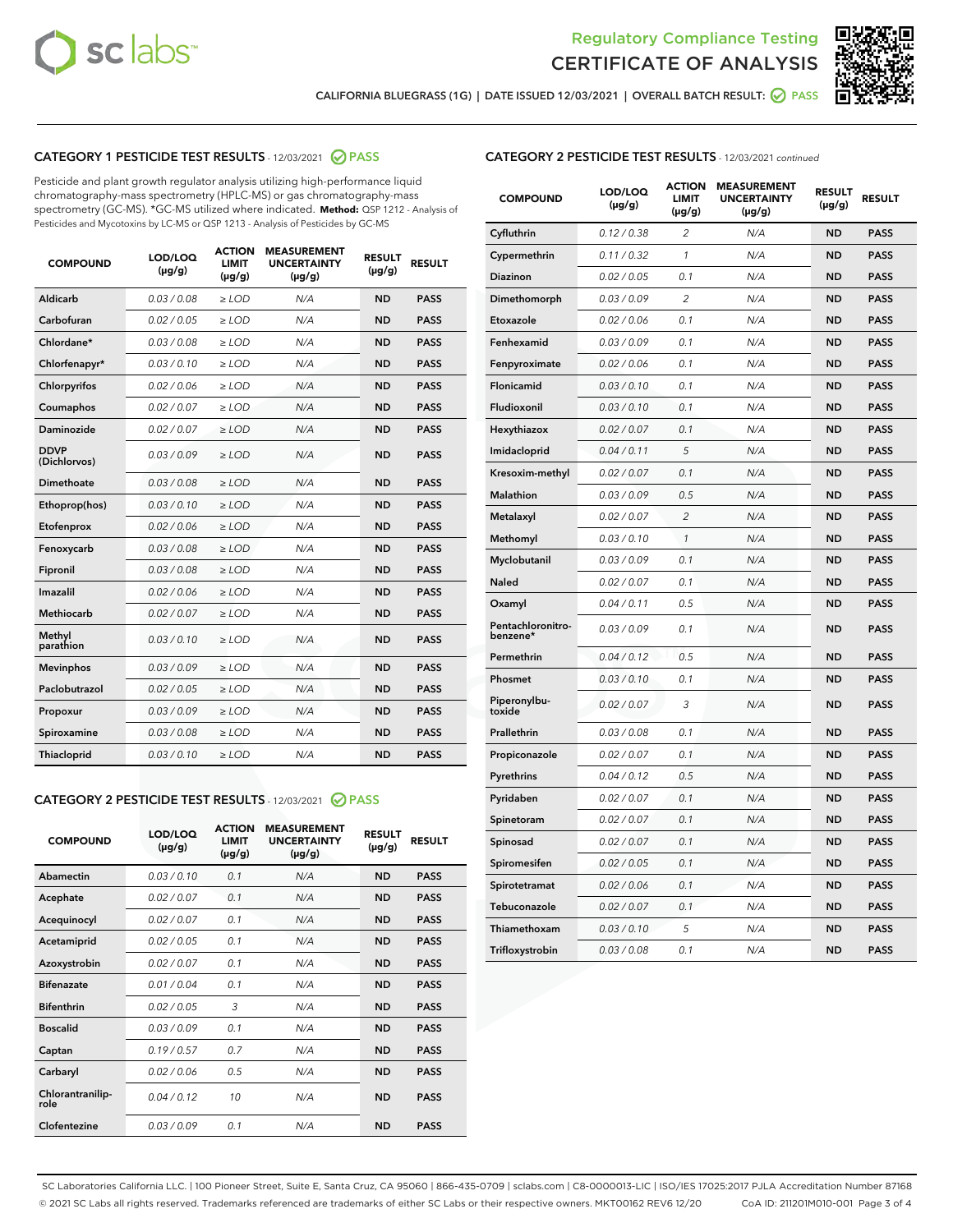Regulatory Compliance Testing

# CERTIFICATE OF ANALYSIS

CALIFORNIA BLUEGRASS (1G) | DATE ISSUED 12/03/2021 | OVERALL BATCH RESULT: PASS

## CATEGORY 1 PESTICIDE TEST RESULTS - 12/03/2021 PASS

Pesticide and plant growth regulator analysis utilizing high-performance liquid chromatography-mass spectrometry (HPLC-MS) or gas chromatography-mass spectrometry (GC-MS). *GC-MS utilized where indicated. **Method:** QSP 1212 - Analysis of Pesticides and Mycotoxins by LC-MS or QSP 1213 - Analysis of Pesticides by GC-MS

| COMPOUND | LOD/LOQ (µg/g) | ACTION LIMIT (µg/g) | MEASUREMENT UNCERTAINTY (µg/g) | RESULT (µg/g) | RESULT |
|---|---|---|---|---|---|
| Aldicarb | 0.03 / 0.08 | ≥ LOD | N/A | ND | PASS |
| Carbofuran | 0.02 / 0.05 | ≥ LOD | N/A | ND | PASS |
| Chlordane* | 0.03 / 0.08 | ≥ LOD | N/A | ND | PASS |
| Chlorfenapyr* | 0.03 / 0.10 | ≥ LOD | N/A | ND | PASS |
| Chlorpyrifos | 0.02 / 0.06 | ≥ LOD | N/A | ND | PASS |
| Coumaphos | 0.02 / 0.07 | ≥ LOD | N/A | ND | PASS |
| Daminozide | 0.02 / 0.07 | ≥ LOD | N/A | ND | PASS |
| DDVP (Dichlorvos) | 0.03 / 0.09 | ≥ LOD | N/A | ND | PASS |
| Dimethoate | 0.03 / 0.08 | ≥ LOD | N/A | ND | PASS |
| Ethoprop(hos) | 0.03 / 0.10 | ≥ LOD | N/A | ND | PASS |
| Etofenprox | 0.02 / 0.06 | ≥ LOD | N/A | ND | PASS |
| Fenoxycarb | 0.03 / 0.08 | ≥ LOD | N/A | ND | PASS |
| Fipronil | 0.03 / 0.08 | ≥ LOD | N/A | ND | PASS |
| Imazalil | 0.02 / 0.06 | ≥ LOD | N/A | ND | PASS |
| Methiocarb | 0.02 / 0.07 | ≥ LOD | N/A | ND | PASS |
| Methyl parathion | 0.03 / 0.10 | ≥ LOD | N/A | ND | PASS |
| Mevinphos | 0.03 / 0.09 | ≥ LOD | N/A | ND | PASS |
| Paclobutrazol | 0.02 / 0.05 | ≥ LOD | N/A | ND | PASS |
| Propoxur | 0.03 / 0.09 | ≥ LOD | N/A | ND | PASS |
| Spiroxamine | 0.03 / 0.08 | ≥ LOD | N/A | ND | PASS |
| Thiacloprid | 0.03 / 0.10 | ≥ LOD | N/A | ND | PASS |

## CATEGORY 2 PESTICIDE TEST RESULTS - 12/03/2021 PASS

| COMPOUND | LOD/LOQ (µg/g) | ACTION LIMIT (µg/g) | MEASUREMENT UNCERTAINTY (µg/g) | RESULT (µg/g) | RESULT |
|---|---|---|---|---|---|
| Abamectin | 0.03 / 0.10 | 0.1 | N/A | ND | PASS |
| Acephate | 0.02 / 0.07 | 0.1 | N/A | ND | PASS |
| Acequinocyl | 0.02 / 0.07 | 0.1 | N/A | ND | PASS |
| Acetamiprid | 0.02 / 0.05 | 0.1 | N/A | ND | PASS |
| Azoxystrobin | 0.02 / 0.07 | 0.1 | N/A | ND | PASS |
| Bifenazate | 0.01 / 0.04 | 0.1 | N/A | ND | PASS |
| Bifenthrin | 0.02 / 0.05 | 3 | N/A | ND | PASS |
| Boscalid | 0.03 / 0.09 | 0.1 | N/A | ND | PASS |
| Captan | 0.19 / 0.57 | 0.7 | N/A | ND | PASS |
| Carbaryl | 0.02 / 0.06 | 0.5 | N/A | ND | PASS |
| Chlorantraniliprole | 0.04 / 0.12 | 10 | N/A | ND | PASS |
| Clofentezine | 0.03 / 0.09 | 0.1 | N/A | ND | PASS |
| Cyfluthrin | 0.12 / 0.38 | 2 | N/A | ND | PASS |
| Cypermethrin | 0.11 / 0.32 | 1 | N/A | ND | PASS |
| Diazinon | 0.02 / 0.05 | 0.1 | N/A | ND | PASS |
| Dimethomorph | 0.03 / 0.09 | 2 | N/A | ND | PASS |
| Etoxazole | 0.02 / 0.06 | 0.1 | N/A | ND | PASS |
| Fenhexamid | 0.03 / 0.09 | 0.1 | N/A | ND | PASS |
| Fenpyroximate | 0.02 / 0.06 | 0.1 | N/A | ND | PASS |
| Flonicamid | 0.03 / 0.10 | 0.1 | N/A | ND | PASS |
| Fludioxonil | 0.03 / 0.10 | 0.1 | N/A | ND | PASS |
| Hexythiazox | 0.02 / 0.07 | 0.1 | N/A | ND | PASS |
| Imidacloprid | 0.04 / 0.11 | 5 | N/A | ND | PASS |
| Kresoxim-methyl | 0.02 / 0.07 | 0.1 | N/A | ND | PASS |
| Malathion | 0.03 / 0.09 | 0.5 | N/A | ND | PASS |
| Metalaxyl | 0.02 / 0.07 | 2 | N/A | ND | PASS |
| Methomyl | 0.03 / 0.10 | 1 | N/A | ND | PASS |
| Myclobutanil | 0.03 / 0.09 | 0.1 | N/A | ND | PASS |
| Naled | 0.02 / 0.07 | 0.1 | N/A | ND | PASS |
| Oxamyl | 0.04 / 0.11 | 0.5 | N/A | ND | PASS |
| Pentachloronitrobenzene* | 0.03 / 0.09 | 0.1 | N/A | ND | PASS |
| Permethrin | 0.04 / 0.12 | 0.5 | N/A | ND | PASS |
| Phosmet | 0.03 / 0.10 | 0.1 | N/A | ND | PASS |
| Piperonylbutoxide | 0.02 / 0.07 | 3 | N/A | ND | PASS |
| Prallethrin | 0.03 / 0.08 | 0.1 | N/A | ND | PASS |
| Propiconazole | 0.02 / 0.07 | 0.1 | N/A | ND | PASS |
| Pyrethrins | 0.04 / 0.12 | 0.5 | N/A | ND | PASS |
| Pyridaben | 0.02 / 0.07 | 0.1 | N/A | ND | PASS |
| Spinetoram | 0.02 / 0.07 | 0.1 | N/A | ND | PASS |
| Spinosad | 0.02 / 0.07 | 0.1 | N/A | ND | PASS |
| Spiromesifen | 0.02 / 0.05 | 0.1 | N/A | ND | PASS |
| Spirotetramat | 0.02 / 0.06 | 0.1 | N/A | ND | PASS |
| Tebuconazole | 0.02 / 0.07 | 0.1 | N/A | ND | PASS |
| Thiamethoxam | 0.03 / 0.10 | 5 | N/A | ND | PASS |
| Trifloxystrobin | 0.03 / 0.08 | 0.1 | N/A | ND | PASS |

SC Laboratories California LLC. | 100 Pioneer Street, Suite E, Santa Cruz, CA 95060 | 866-435-0709 | sclabs.com | C8-0000013-LIC | ISO/IES 17025:2017 PJLA Accreditation Number 87168
© 2021 SC Labs all rights reserved. Trademarks referenced are trademarks of either SC Labs or their respective owners. MKT00162 REV6 12/20 CoA ID: 211201M010-001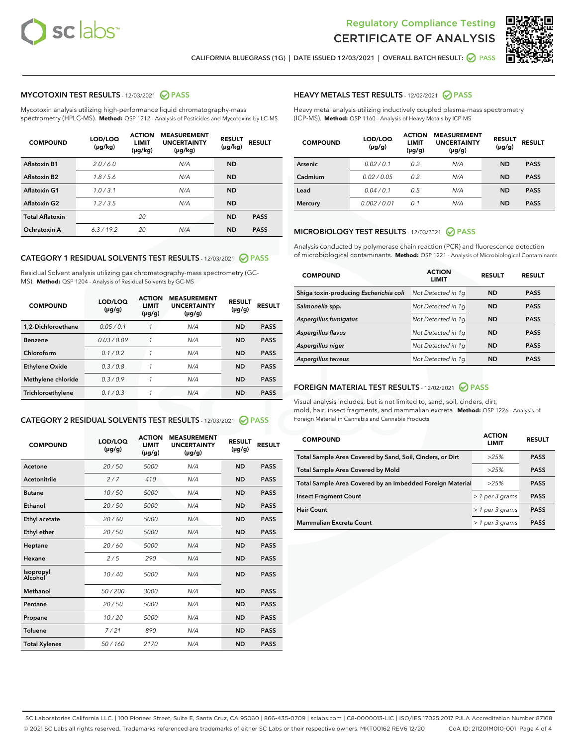Regulatory Compliance Testing

# CERTIFICATE OF ANALYSIS

CALIFORNIA BLUEGRASS (1G) | DATE ISSUED 12/03/2021 | OVERALL BATCH RESULT: PASS

## MYCOTOXIN TEST RESULTS - 12/03/2021 PASS

Mycotoxin analysis utilizing high-performance liquid chromatography-mass spectrometry (HPLC-MS). **Method:** QSP 1212 - Analysis of Pesticides and Mycotoxins by LC-MS

| COMPOUND | LOD/LOQ (µg/kg) | ACTION LIMIT (µg/kg) | MEASUREMENT UNCERTAINTY (µg/kg) | RESULT (µg/kg) | RESULT |
|---|---|---|---|---|---|
| Aflatoxin B1 | 2.0 / 6.0 | | N/A | ND | |
| Aflatoxin B2 | 1.8 / 5.6 | | N/A | ND | |
| Aflatoxin G1 | 1.0 / 3.1 | | N/A | ND | |
| Aflatoxin G2 | 1.2 / 3.5 | | N/A | ND | |
| Total Aflatoxin | | 20 | | ND | PASS |
| Ochratoxin A | 6.3 / 19.2 | 20 | N/A | ND | PASS |

## CATEGORY 1 RESIDUAL SOLVENTS TEST RESULTS - 12/03/2021 PASS

Residual Solvent analysis utilizing gas chromatography-mass spectrometry (GC-MS). **Method:** QSP 1204 - Analysis of Residual Solvents by GC-MS

| COMPOUND | LOD/LOQ (µg/g) | ACTION LIMIT (µg/g) | MEASUREMENT UNCERTAINTY (µg/g) | RESULT (µg/g) | RESULT |
|---|---|---|---|---|---|
| 1,2-Dichloroethane | 0.05 / 0.1 | 1 | N/A | ND | PASS |
| Benzene | 0.03 / 0.09 | 1 | N/A | ND | PASS |
| Chloroform | 0.1 / 0.2 | 1 | N/A | ND | PASS |
| Ethylene Oxide | 0.3 / 0.8 | 1 | N/A | ND | PASS |
| Methylene chloride | 0.3 / 0.9 | 1 | N/A | ND | PASS |
| Trichloroethylene | 0.1 / 0.3 | 1 | N/A | ND | PASS |

## CATEGORY 2 RESIDUAL SOLVENTS TEST RESULTS - 12/03/2021 PASS

| COMPOUND | LOD/LOQ (µg/g) | ACTION LIMIT (µg/g) | MEASUREMENT UNCERTAINTY (µg/g) | RESULT (µg/g) | RESULT |
|---|---|---|---|---|---|
| Acetone | 20 / 50 | 5000 | N/A | ND | PASS |
| Acetonitrile | 2 / 7 | 410 | N/A | ND | PASS |
| Butane | 10 / 50 | 5000 | N/A | ND | PASS |
| Ethanol | 20 / 50 | 5000 | N/A | ND | PASS |
| Ethyl acetate | 20 / 60 | 5000 | N/A | ND | PASS |
| Ethyl ether | 20 / 50 | 5000 | N/A | ND | PASS |
| Heptane | 20 / 60 | 5000 | N/A | ND | PASS |
| Hexane | 2 / 5 | 290 | N/A | ND | PASS |
| Isopropyl Alcohol | 10 / 40 | 5000 | N/A | ND | PASS |
| Methanol | 50 / 200 | 3000 | N/A | ND | PASS |
| Pentane | 20 / 50 | 5000 | N/A | ND | PASS |
| Propane | 10 / 20 | 5000 | N/A | ND | PASS |
| Toluene | 7 / 21 | 890 | N/A | ND | PASS |
| Total Xylenes | 50 / 160 | 2170 | N/A | ND | PASS |

## HEAVY METALS TEST RESULTS - 12/02/2021 PASS

Heavy metal analysis utilizing inductively coupled plasma-mass spectrometry (ICP-MS). **Method:** QSP 1160 - Analysis of Heavy Metals by ICP-MS

| COMPOUND | LOD/LOQ (µg/g) | ACTION LIMIT (µg/g) | MEASUREMENT UNCERTAINTY (µg/g) | RESULT (µg/g) | RESULT |
|---|---|---|---|---|---|
| Arsenic | 0.02 / 0.1 | 0.2 | N/A | ND | PASS |
| Cadmium | 0.02 / 0.05 | 0.2 | N/A | ND | PASS |
| Lead | 0.04 / 0.1 | 0.5 | N/A | ND | PASS |
| Mercury | 0.002 / 0.01 | 0.1 | N/A | ND | PASS |

## MICROBIOLOGY TEST RESULTS - 12/03/2021 PASS

Analysis conducted by polymerase chain reaction (PCR) and fluorescence detection of microbiological contaminants. **Method:** QSP 1221 - Analysis of Microbiological Contaminants

| COMPOUND | ACTION LIMIT | RESULT | RESULT |
|---|---|---|---|
| Shiga toxin-producing *Escherichia coli* | Not Detected in 1g | ND | PASS |
| *Salmonella* spp. | Not Detected in 1g | ND | PASS |
| *Aspergillus fumigatus* | Not Detected in 1g | ND | PASS |
| *Aspergillus flavus* | Not Detected in 1g | ND | PASS |
| *Aspergillus niger* | Not Detected in 1g | ND | PASS |
| *Aspergillus terreus* | Not Detected in 1g | ND | PASS |

## FOREIGN MATERIAL TEST RESULTS - 12/02/2021 PASS

Visual analysis includes, but is not limited to, sand, soil, cinders, dirt, mold, hair, insect fragments, and mammalian excreta. **Method:** QSP 1226 - Analysis of Foreign Material in Cannabis and Cannabis Products

| COMPOUND | ACTION LIMIT | RESULT |
|---|---|---|
| Total Sample Area Covered by Sand, Soil, Cinders, or Dirt | >25% | PASS |
| Total Sample Area Covered by Mold | >25% | PASS |
| Total Sample Area Covered by an Imbedded Foreign Material | >25% | PASS |
| Insect Fragment Count | > 1 per 3 grams | PASS |
| Hair Count | > 1 per 3 grams | PASS |
| Mammalian Excreta Count | > 1 per 3 grams | PASS |

SC Laboratories California LLC. | 100 Pioneer Street, Suite E, Santa Cruz, CA 95060 | 866-435-0709 | sclabs.com | C8-0000013-LIC | ISO/IES 17025:2017 PJLA Accreditation Number 87168
© 2021 SC Labs all rights reserved. Trademarks referenced are trademarks of either SC Labs or their respective owners. MKT00162 REV6 12/20 CoA ID: 211201M010-001